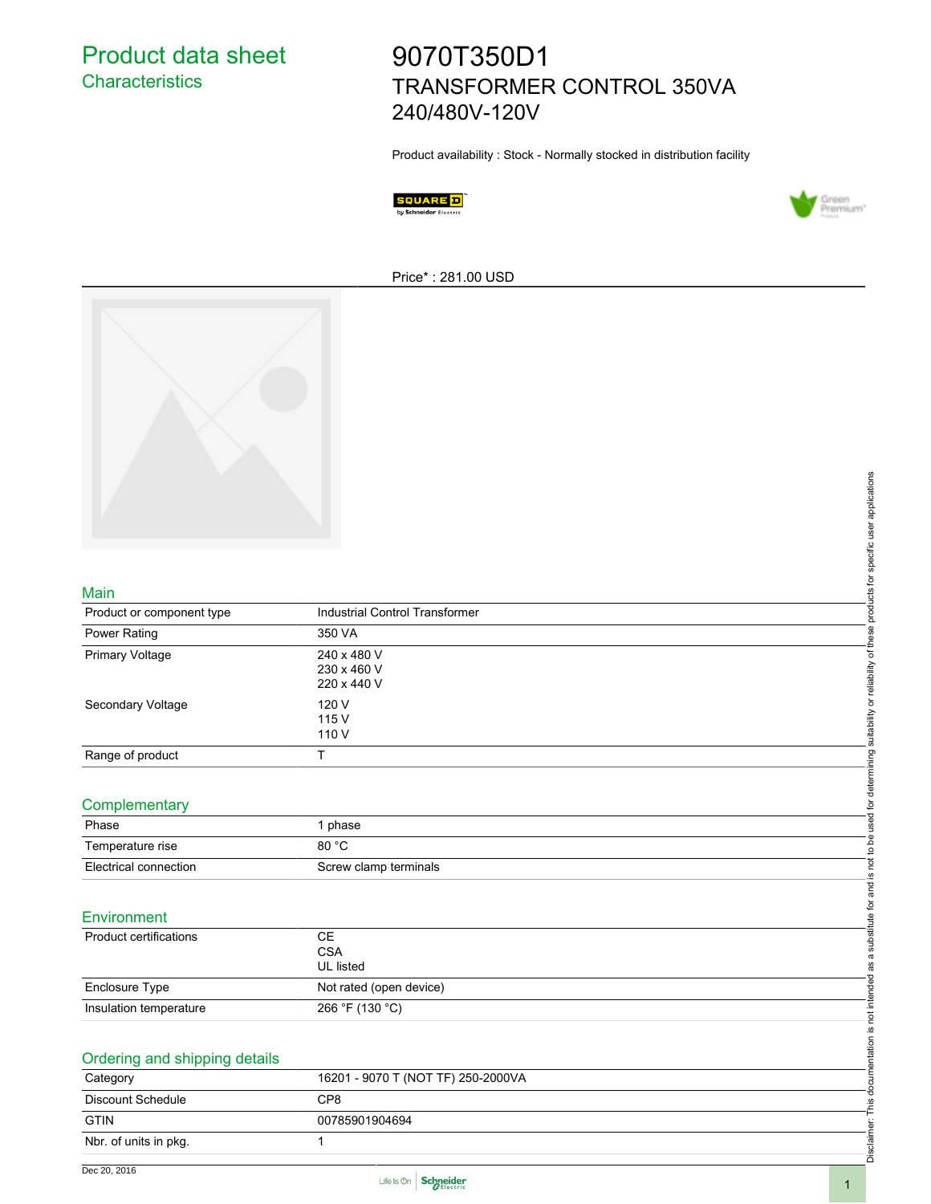# Product data sheet
## Characteristics

# 9070T350D1
## TRANSFORMER CONTROL 350VA 240/480V-120V

Product availability : Stock - Normally stocked in distribution facility

Price* : 281.00 USD

### Main

| | |
|---|---|
| Product or component type | Industrial Control Transformer |
| Power Rating | 350 VA |
| Primary Voltage | 240 x 480 V<br>230 x 460 V<br>220 x 440 V |
| Secondary Voltage | 120 V<br>115 V<br>110 V |
| Range of product | T |

### Complementary

| | |
|---|---|
| Phase | 1 phase |
| Temperature rise | 80 °C |
| Electrical connection | Screw clamp terminals |

### Environment

| | |
|---|---|
| Product certifications | CE<br>CSA<br>UL listed |
| Enclosure Type | Not rated (open device) |
| Insulation temperature | 266 °F (130 °C) |

### Ordering and shipping details

| | |
|---|---|
| Category | 16201 - 9070 T (NOT TF) 250-2000VA |
| Discount Schedule | CP8 |
| GTIN | 00785901904694 |
| Nbr. of units in pkg. | 1 |

Disclaimer: This documentation is not intended as a substitute for and is not to be used for determining suitability or reliability of these products for specific user applications

Dec 20, 2016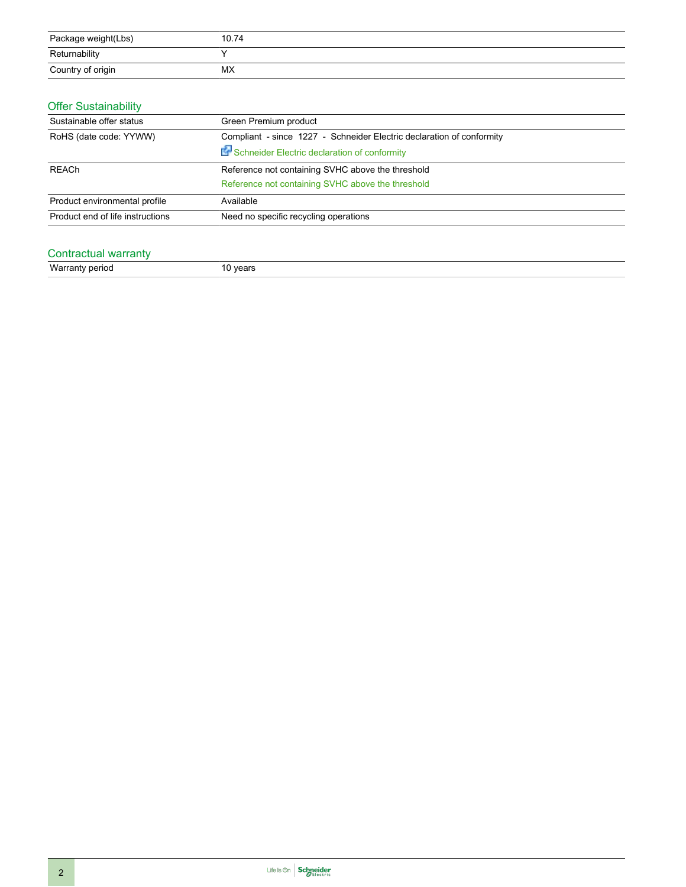| | |
|---|---|
| Package weight(Lbs) | 10.74 |
| Returnability | Y |
| Country of origin | MX |

## Offer Sustainability

| | |
|---|---|
| Sustainable offer status | Green Premium product |
| RoHS (date code: YYWW) | Compliant - since 1227 - Schneider Electric declaration of conformity<br>Schneider Electric declaration of conformity |
| REACh | Reference not containing SVHC above the threshold<br>Reference not containing SVHC above the threshold |
| Product environmental profile | Available |
| Product end of life instructions | Need no specific recycling operations |

## Contractual warranty

| | |
|---|---|
| Warranty period | 10 years |